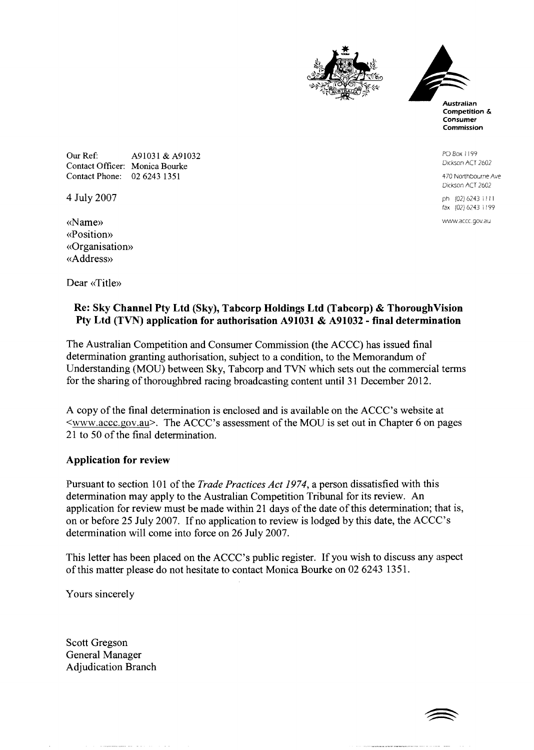Australian Competition & Consumer Commission

PO Box 1199
Dickson ACT 2602

470 Northbourne Ave
Dickson ACT 2602

ph (02) 6243 1111
fax (02) 6243 1199

www.accc.gov.au

Our Ref: A91031 & A91032
Contact Officer: Monica Bourke
Contact Phone: 02 6243 1351

4 July 2007

«Name»
«Position»
«Organisation»
«Address»

Dear «Title»

**Re: Sky Channel Pty Ltd (Sky), Tabcorp Holdings Ltd (Tabcorp) & ThoroughVision Pty Ltd (TVN) application for authorisation A91031 & A91032 - final determination**

The Australian Competition and Consumer Commission (the ACCC) has issued final determination granting authorisation, subject to a condition, to the Memorandum of Understanding (MOU) between Sky, Tabcorp and TVN which sets out the commercial terms for the sharing of thoroughbred racing broadcasting content until 31 December 2012.

A copy of the final determination is enclosed and is available on the ACCC's website at <www.accc.gov.au>. The ACCC's assessment of the MOU is set out in Chapter 6 on pages 21 to 50 of the final determination.

**Application for review**

Pursuant to section 101 of the *Trade Practices Act 1974*, a person dissatisfied with this determination may apply to the Australian Competition Tribunal for its review. An application for review must be made within 21 days of the date of this determination; that is, on or before 25 July 2007. If no application to review is lodged by this date, the ACCC's determination will come into force on 26 July 2007.

This letter has been placed on the ACCC's public register. If you wish to discuss any aspect of this matter please do not hesitate to contact Monica Bourke on 02 6243 1351.

Yours sincerely

Scott Gregson
General Manager
Adjudication Branch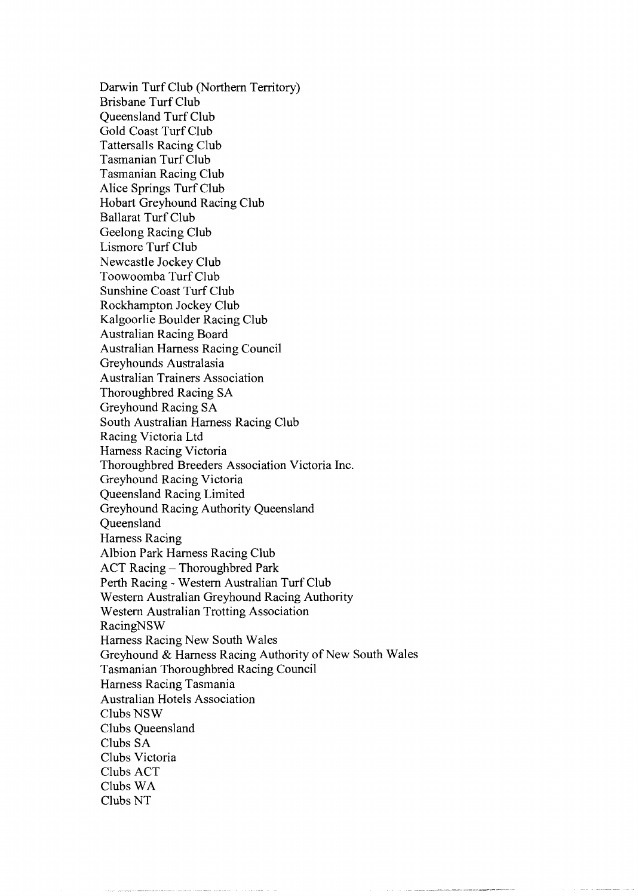Darwin Turf Club (Northern Territory)
Brisbane Turf Club
Queensland Turf Club
Gold Coast Turf Club
Tattersalls Racing Club
Tasmanian Turf Club
Tasmanian Racing Club
Alice Springs Turf Club
Hobart Greyhound Racing Club
Ballarat Turf Club
Geelong Racing Club
Lismore Turf Club
Newcastle Jockey Club
Toowoomba Turf Club
Sunshine Coast Turf Club
Rockhampton Jockey Club
Kalgoorlie Boulder Racing Club
Australian Racing Board
Australian Harness Racing Council
Greyhounds Australasia
Australian Trainers Association
Thoroughbred Racing SA
Greyhound Racing SA
South Australian Harness Racing Club
Racing Victoria Ltd
Harness Racing Victoria
Thoroughbred Breeders Association Victoria Inc.
Greyhound Racing Victoria
Queensland Racing Limited
Greyhound Racing Authority Queensland
Queensland
Harness Racing
Albion Park Harness Racing Club
ACT Racing – Thoroughbred Park
Perth Racing - Western Australian Turf Club
Western Australian Greyhound Racing Authority
Western Australian Trotting Association
RacingNSW
Harness Racing New South Wales
Greyhound & Harness Racing Authority of New South Wales
Tasmanian Thoroughbred Racing Council
Harness Racing Tasmania
Australian Hotels Association
Clubs NSW
Clubs Queensland
Clubs SA
Clubs Victoria
Clubs ACT
Clubs WA
Clubs NT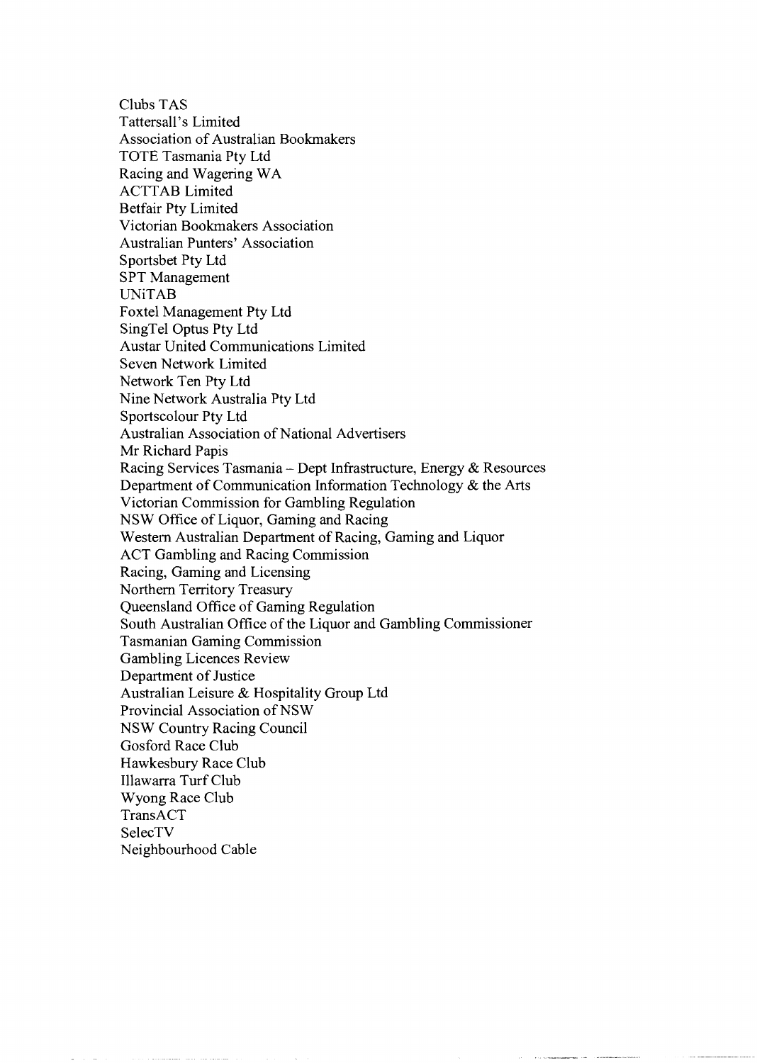Clubs TAS
Tattersall's Limited
Association of Australian Bookmakers
TOTE Tasmania Pty Ltd
Racing and Wagering WA
ACTTAB Limited
Betfair Pty Limited
Victorian Bookmakers Association
Australian Punters' Association
Sportsbet Pty Ltd
SPT Management
UNiTAB
Foxtel Management Pty Ltd
SingTel Optus Pty Ltd
Austar United Communications Limited
Seven Network Limited
Network Ten Pty Ltd
Nine Network Australia Pty Ltd
Sportscolour Pty Ltd
Australian Association of National Advertisers
Mr Richard Papis
Racing Services Tasmania – Dept Infrastructure, Energy & Resources
Department of Communication Information Technology & the Arts
Victorian Commission for Gambling Regulation
NSW Office of Liquor, Gaming and Racing
Western Australian Department of Racing, Gaming and Liquor
ACT Gambling and Racing Commission
Racing, Gaming and Licensing
Northern Territory Treasury
Queensland Office of Gaming Regulation
South Australian Office of the Liquor and Gambling Commissioner
Tasmanian Gaming Commission
Gambling Licences Review
Department of Justice
Australian Leisure & Hospitality Group Ltd
Provincial Association of NSW
NSW Country Racing Council
Gosford Race Club
Hawkesbury Race Club
Illawarra Turf Club
Wyong Race Club
TransACT
SelecTV
Neighbourhood Cable